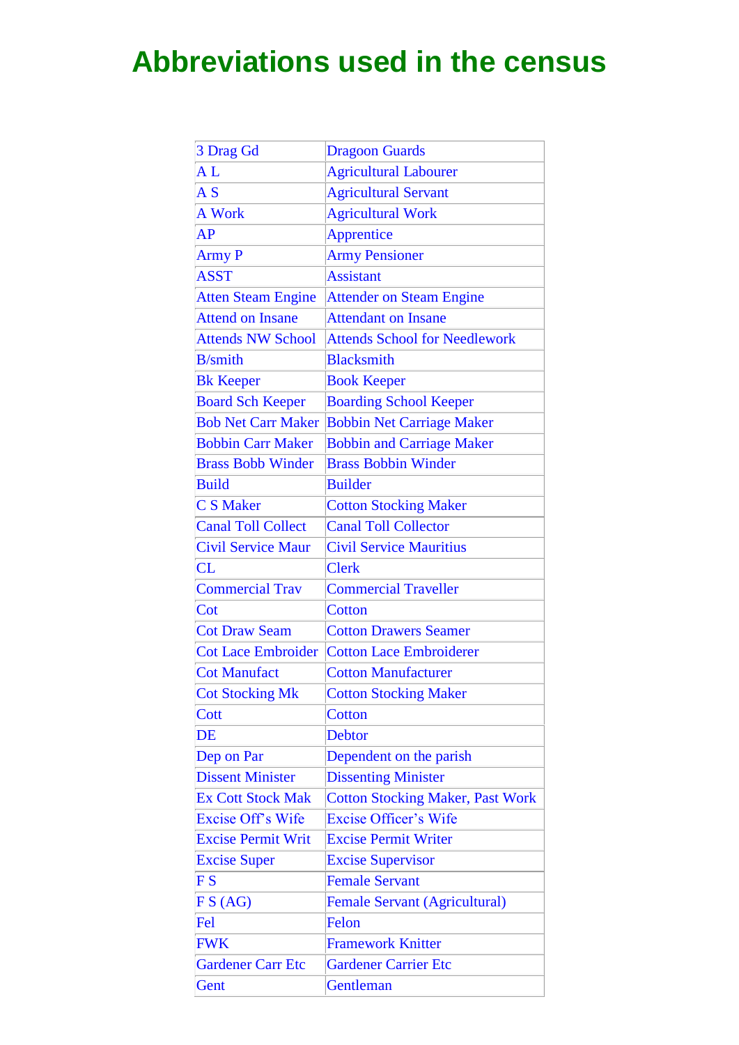# Abbreviations used in the census

| | |
|---|---|
| 3 Drag Gd | Dragoon Guards |
| A L | Agricultural Labourer |
| A S | Agricultural Servant |
| A Work | Agricultural Work |
| AP | Apprentice |
| Army P | Army Pensioner |
| ASST | Assistant |
| Atten Steam Engine | Attender on Steam Engine |
| Attend on Insane | Attendant on Insane |
| Attends NW School | Attends School for Needlework |
| B/smith | Blacksmith |
| Bk Keeper | Book Keeper |
| Board Sch Keeper | Boarding School Keeper |
| Bob Net Carr Maker | Bobbin Net Carriage Maker |
| Bobbin Carr Maker | Bobbin and Carriage Maker |
| Brass Bobb Winder | Brass Bobbin Winder |
| Build | Builder |
| C S Maker | Cotton Stocking Maker |
| Canal Toll Collect | Canal Toll Collector |
| Civil Service Maur | Civil Service Mauritius |
| CL | Clerk |
| Commercial Trav | Commercial Traveller |
| Cot | Cotton |
| Cot Draw Seam | Cotton Drawers Seamer |
| Cot Lace Embroider | Cotton Lace Embroiderer |
| Cot Manufact | Cotton Manufacturer |
| Cot Stocking Mk | Cotton Stocking Maker |
| Cott | Cotton |
| DE | Debtor |
| Dep on Par | Dependent on the parish |
| Dissent Minister | Dissenting Minister |
| Ex Cott Stock Mak | Cotton Stocking Maker, Past Work |
| Excise Off's Wife | Excise Officer's Wife |
| Excise Permit Writ | Excise Permit Writer |
| Excise Super | Excise Supervisor |
| F S | Female Servant |
| F S (AG) | Female Servant (Agricultural) |
| Fel | Felon |
| FWK | Framework Knitter |
| Gardener Carr Etc | Gardener Carrier Etc |
| Gent | Gentleman |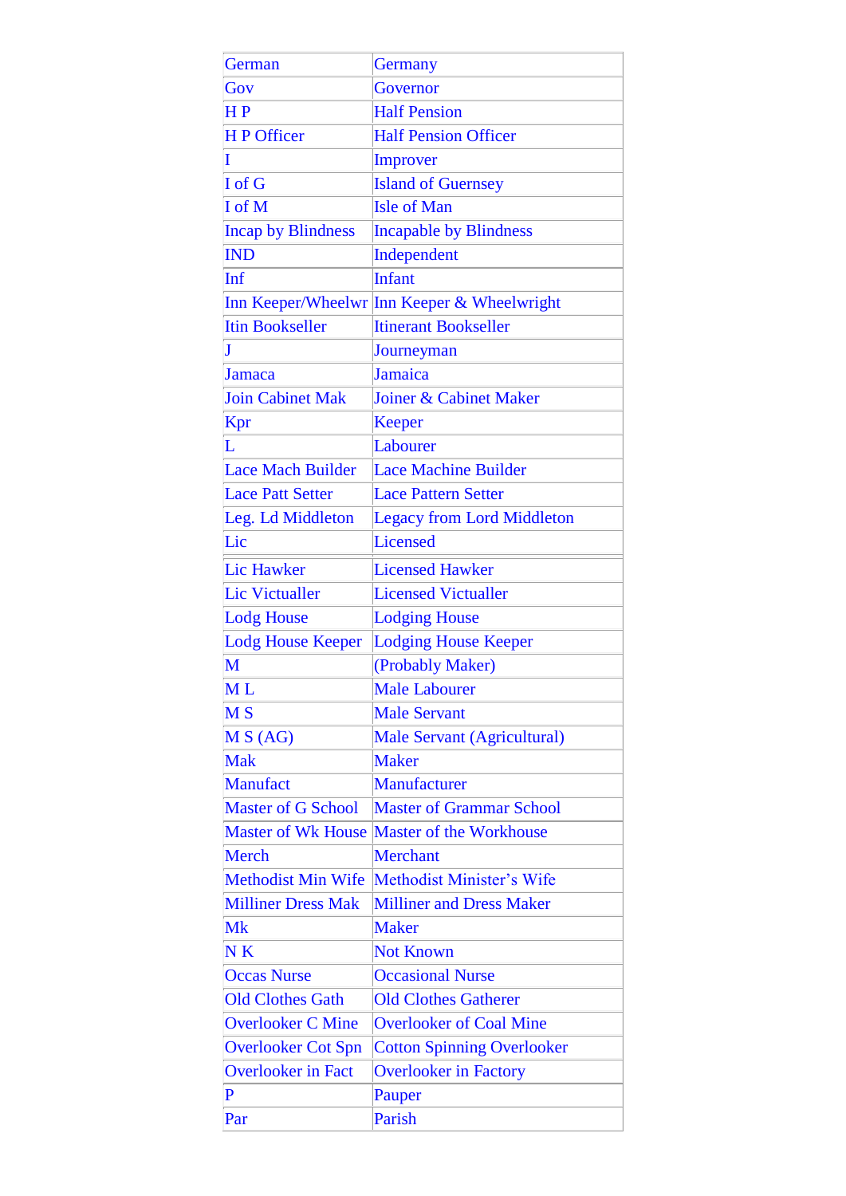| German | Germany |
|---|---|
| Gov | Governor |
| H P | Half Pension |
| H P Officer | Half Pension Officer |
| I | Improver |
| I of G | Island of Guernsey |
| I of M | Isle of Man |
| Incap by Blindness | Incapable by Blindness |
| IND | Independent |
| Inf | Infant |
| Inn Keeper/Wheelwr | Inn Keeper & Wheelwright |
| Itin Bookseller | Itinerant Bookseller |
| J | Journeyman |
| Jamaca | Jamaica |
| Join Cabinet Mak | Joiner & Cabinet Maker |
| Kpr | Keeper |
| L | Labourer |
| Lace Mach Builder | Lace Machine Builder |
| Lace Patt Setter | Lace Pattern Setter |
| Leg. Ld Middleton | Legacy from Lord Middleton |
| Lic | Licensed |
| Lic Hawker | Licensed Hawker |
| Lic Victualler | Licensed Victualler |
| Lodg House | Lodging House |
| Lodg House Keeper | Lodging House Keeper |
| M | (Probably Maker) |
| M L | Male Labourer |
| M S | Male Servant |
| M S (AG) | Male Servant (Agricultural) |
| Mak | Maker |
| Manufact | Manufacturer |
| Master of G School | Master of Grammar School |
| Master of Wk House | Master of the Workhouse |
| Merch | Merchant |
| Methodist Min Wife | Methodist Minister's Wife |
| Milliner Dress Mak | Milliner and Dress Maker |
| Mk | Maker |
| N K | Not Known |
| Occas Nurse | Occasional Nurse |
| Old Clothes Gath | Old Clothes Gatherer |
| Overlooker C Mine | Overlooker of Coal Mine |
| Overlooker Cot Spn | Cotton Spinning Overlooker |
| Overlooker in Fact | Overlooker in Factory |
| P | Pauper |
| Par | Parish |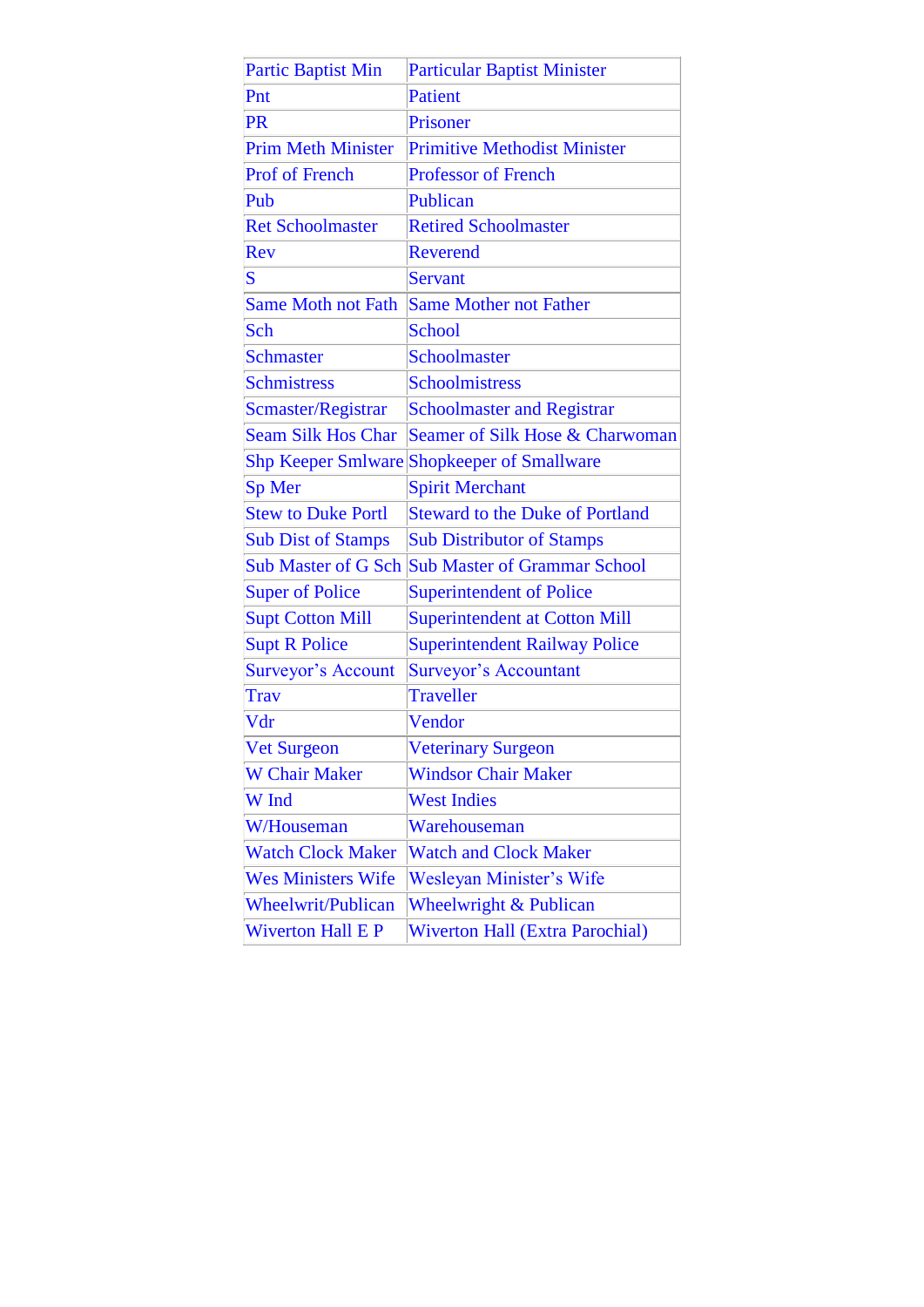| | |
|---|---|
| Partic Baptist Min | Particular Baptist Minister |
| Pnt | Patient |
| PR | Prisoner |
| Prim Meth Minister | Primitive Methodist Minister |
| Prof of French | Professor of French |
| Pub | Publican |
| Ret Schoolmaster | Retired Schoolmaster |
| Rev | Reverend |
| S | Servant |
| Same Moth not Fath | Same Mother not Father |
| Sch | School |
| Schmaster | Schoolmaster |
| Schmistress | Schoolmistress |
| Scmaster/Registrar | Schoolmaster and Registrar |
| Seam Silk Hos Char | Seamer of Silk Hose & Charwoman |
| Shp Keeper Smlware | Shopkeeper of Smallware |
| Sp Mer | Spirit Merchant |
| Stew to Duke Portl | Steward to the Duke of Portland |
| Sub Dist of Stamps | Sub Distributor of Stamps |
| Sub Master of G Sch | Sub Master of Grammar School |
| Super of Police | Superintendent of Police |
| Supt Cotton Mill | Superintendent at Cotton Mill |
| Supt R Police | Superintendent Railway Police |
| Surveyor's Account | Surveyor's Accountant |
| Trav | Traveller |
| Vdr | Vendor |
| Vet Surgeon | Veterinary Surgeon |
| W Chair Maker | Windsor Chair Maker |
| W Ind | West Indies |
| W/Houseman | Warehouseman |
| Watch Clock Maker | Watch and Clock Maker |
| Wes Ministers Wife | Wesleyan Minister's Wife |
| Wheelwrit/Publican | Wheelwright & Publican |
| Wiverton Hall E P | Wiverton Hall (Extra Parochial) |